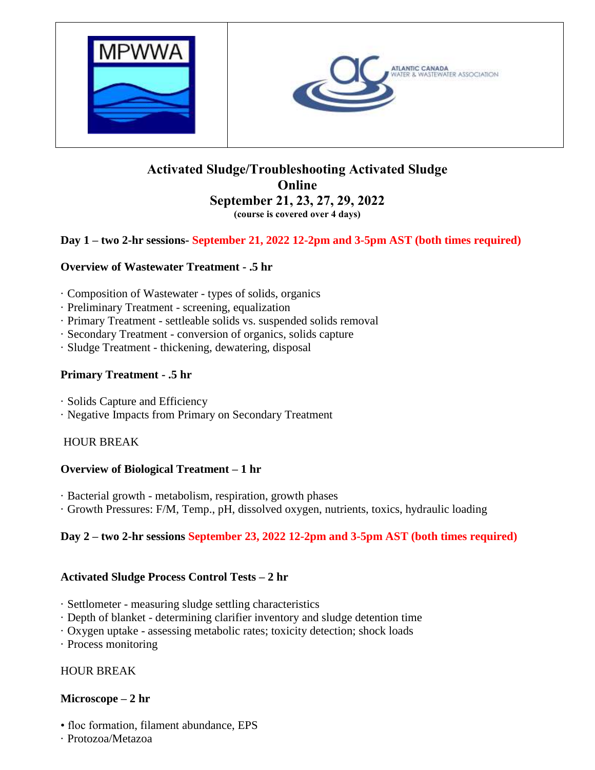MPWWA

ATLANTIC CANADA WATER & WASTEWATER ASSOCIATION

# Activated Sludge/Troubleshooting Activated Sludge Online September 21, 23, 27, 29, 2022

**(course is covered over 4 days)**

**Day 1 – two 2-hr sessions- September 21, 2022 12-2pm and 3-5pm AST (both times required)**

**Overview of Wastewater Treatment - .5 hr**

· Composition of Wastewater - types of solids, organics
· Preliminary Treatment - screening, equalization
· Primary Treatment - settleable solids vs. suspended solids removal
· Secondary Treatment - conversion of organics, solids capture
· Sludge Treatment - thickening, dewatering, disposal

**Primary Treatment - .5 hr**

· Solids Capture and Efficiency
· Negative Impacts from Primary on Secondary Treatment

HOUR BREAK

**Overview of Biological Treatment – 1 hr**

· Bacterial growth - metabolism, respiration, growth phases
· Growth Pressures: F/M, Temp., pH, dissolved oxygen, nutrients, toxics, hydraulic loading

**Day 2 – two 2-hr sessions September 23, 2022 12-2pm and 3-5pm AST (both times required)**

**Activated Sludge Process Control Tests – 2 hr**

· Settlometer - measuring sludge settling characteristics
· Depth of blanket - determining clarifier inventory and sludge detention time
· Oxygen uptake - assessing metabolic rates; toxicity detection; shock loads
· Process monitoring

HOUR BREAK

**Microscope – 2 hr**

• floc formation, filament abundance, EPS
· Protozoa/Metazoa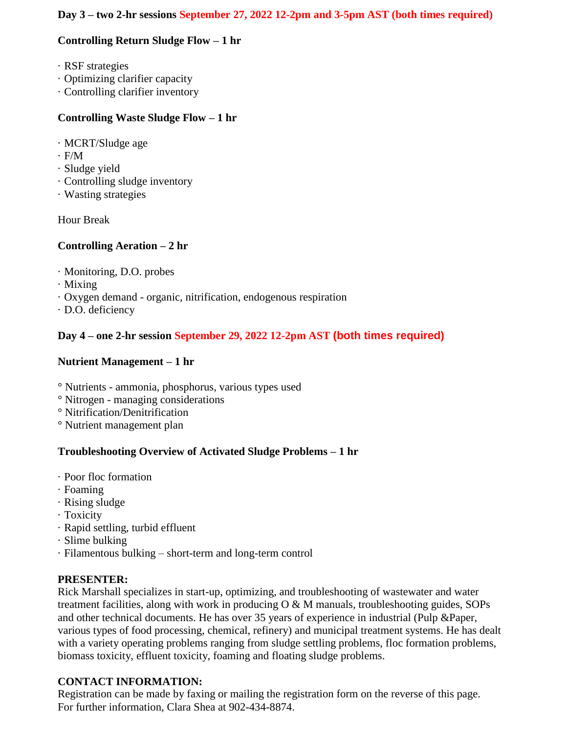**Day 3 – two 2-hr sessions September 27, 2022 12-2pm and 3-5pm AST (both times required)**

**Controlling Return Sludge Flow – 1 hr**

· RSF strategies
· Optimizing clarifier capacity
· Controlling clarifier inventory

**Controlling Waste Sludge Flow – 1 hr**

· MCRT/Sludge age
· F/M
· Sludge yield
· Controlling sludge inventory
· Wasting strategies

Hour Break

**Controlling Aeration – 2 hr**

· Monitoring, D.O. probes
· Mixing
· Oxygen demand - organic, nitrification, endogenous respiration
· D.O. deficiency

**Day 4 – one 2-hr session September 29, 2022 12-2pm AST (both times required)**

**Nutrient Management – 1 hr**

° Nutrients - ammonia, phosphorus, various types used
° Nitrogen - managing considerations
° Nitrification/Denitrification
° Nutrient management plan

**Troubleshooting Overview of Activated Sludge Problems – 1 hr**

· Poor floc formation
· Foaming
· Rising sludge
· Toxicity
· Rapid settling, turbid effluent
· Slime bulking
· Filamentous bulking – short-term and long-term control

**PRESENTER:**

Rick Marshall specializes in start-up, optimizing, and troubleshooting of wastewater and water treatment facilities, along with work in producing O & M manuals, troubleshooting guides, SOPs and other technical documents. He has over 35 years of experience in industrial (Pulp &Paper, various types of food processing, chemical, refinery) and municipal treatment systems. He has dealt with a variety operating problems ranging from sludge settling problems, floc formation problems, biomass toxicity, effluent toxicity, foaming and floating sludge problems.

**CONTACT INFORMATION:**

Registration can be made by faxing or mailing the registration form on the reverse of this page.
For further information, Clara Shea at 902-434-8874.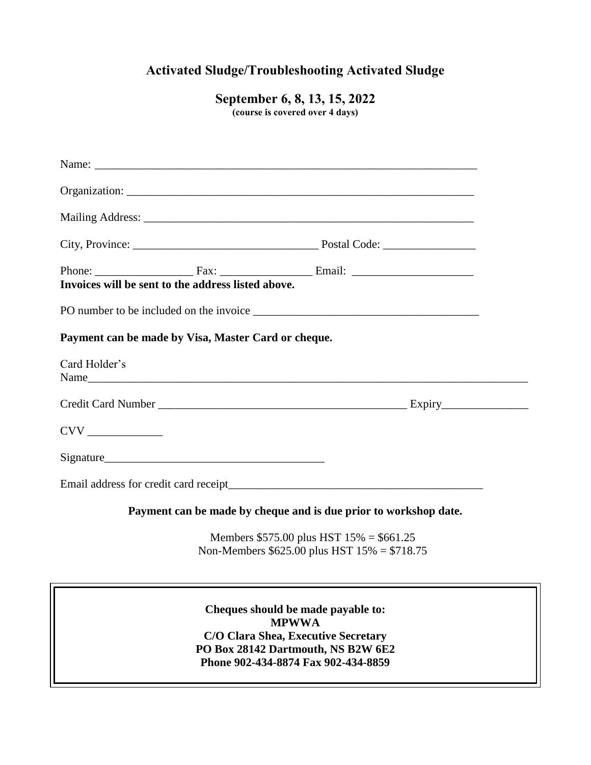## Activated Sludge/Troubleshooting Activated Sludge

### September 6, 8, 13, 15, 2022

**(course is covered over 4 days)**

Name: ___________________________________________________________________

Organization: ______________________________________________________________

Mailing Address: ____________________________________________________________

City, Province: ________________________________ Postal Code: ________________

Phone: _________________ Fax: ________________ Email: _____________________

**Invoices will be sent to the address listed above.**

PO number to be included on the invoice _______________________________________

**Payment can be made by Visa, Master Card or cheque.**

Card Holder's Name_________________________________________________________________________

Credit Card Number ____________________________________________ Expiry_______________

CVV _____________

Signature_______________________________________

Email address for credit card receipt_____________________________________________

**Payment can be made by cheque and is due prior to workshop date.**

Members $575.00 plus HST 15% = $661.25
Non-Members $625.00 plus HST 15% = $718.75

**Cheques should be made payable to:**
**MPWWA**
**C/O Clara Shea, Executive Secretary**
**PO Box 28142 Dartmouth, NS B2W 6E2**
**Phone 902-434-8874 Fax 902-434-8859**